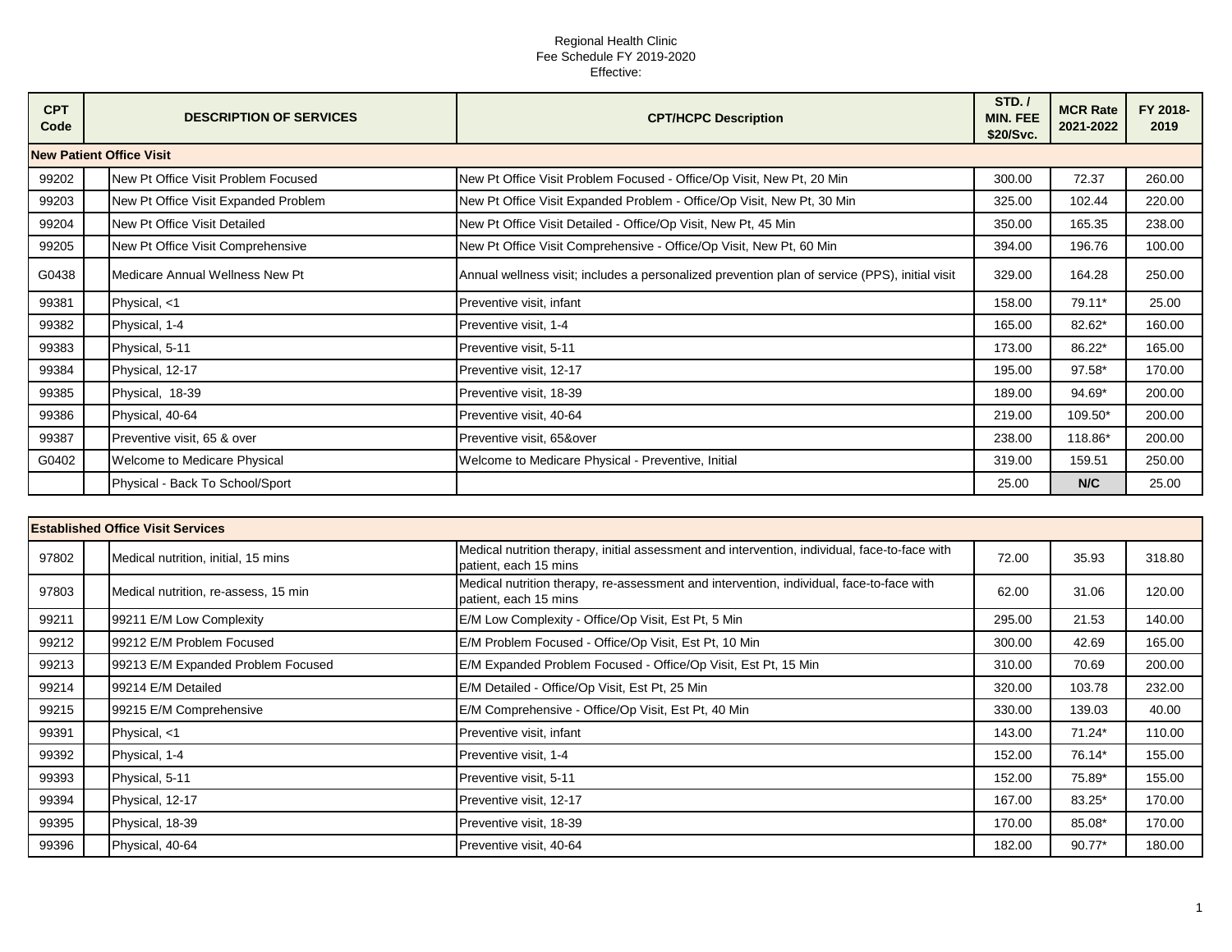Regional Health Clinic
Fee Schedule FY 2019-2020
Effective:

| CPT Code | DESCRIPTION OF SERVICES | CPT/HCPC Description | STD. / MIN. FEE $20/Svc. | MCR Rate 2021-2022 | FY 2018-2019 |
|---|---|---|---|---|---|
| **New Patient Office Visit** | | | | | |
| 99202 | New Pt Office Visit Problem Focused | New Pt Office Visit Problem Focused - Office/Op Visit, New Pt, 20 Min | 300.00 | 72.37 | 260.00 |
| 99203 | New Pt Office Visit Expanded Problem | New Pt Office Visit Expanded Problem - Office/Op Visit, New Pt, 30 Min | 325.00 | 102.44 | 220.00 |
| 99204 | New Pt Office Visit Detailed | New Pt Office Visit Detailed - Office/Op Visit, New Pt, 45 Min | 350.00 | 165.35 | 238.00 |
| 99205 | New Pt Office Visit Comprehensive | New Pt Office Visit Comprehensive - Office/Op Visit, New Pt, 60 Min | 394.00 | 196.76 | 100.00 |
| G0438 | Medicare Annual Wellness New Pt | Annual wellness visit; includes a personalized prevention plan of service (PPS), initial visit | 329.00 | 164.28 | 250.00 |
| 99381 | Physical, <1 | Preventive visit, infant | 158.00 | 79.11* | 25.00 |
| 99382 | Physical, 1-4 | Preventive visit, 1-4 | 165.00 | 82.62* | 160.00 |
| 99383 | Physical, 5-11 | Preventive visit, 5-11 | 173.00 | 86.22* | 165.00 |
| 99384 | Physical, 12-17 | Preventive visit, 12-17 | 195.00 | 97.58* | 170.00 |
| 99385 | Physical, 18-39 | Preventive visit, 18-39 | 189.00 | 94.69* | 200.00 |
| 99386 | Physical, 40-64 | Preventive visit, 40-64 | 219.00 | 109.50* | 200.00 |
| 99387 | Preventive visit, 65 & over | Preventive visit, 65&over | 238.00 | 118.86* | 200.00 |
| G0402 | Welcome to Medicare Physical | Welcome to Medicare Physical - Preventive, Initial | 319.00 | 159.51 | 250.00 |
| | Physical - Back To School/Sport | | 25.00 | N/C | 25.00 |

| CPT Code | DESCRIPTION OF SERVICES | CPT/HCPC Description | STD. / MIN. FEE $20/Svc. | MCR Rate 2021-2022 | FY 2018-2019 |
|---|---|---|---|---|---|
| **Established Office Visit Services** | | | | | |
| 97802 | Medical nutrition, initial, 15 mins | Medical nutrition therapy, initial assessment and intervention, individual, face-to-face with patient, each 15 mins | 72.00 | 35.93 | 318.80 |
| 97803 | Medical nutrition, re-assess, 15 min | Medical nutrition therapy, re-assessment and intervention, individual, face-to-face with patient, each 15 mins | 62.00 | 31.06 | 120.00 |
| 99211 | 99211 E/M Low Complexity | E/M Low Complexity - Office/Op Visit, Est Pt, 5 Min | 295.00 | 21.53 | 140.00 |
| 99212 | 99212 E/M Problem Focused | E/M Problem Focused - Office/Op Visit, Est Pt, 10 Min | 300.00 | 42.69 | 165.00 |
| 99213 | 99213 E/M Expanded Problem Focused | E/M Expanded Problem Focused - Office/Op Visit, Est Pt, 15 Min | 310.00 | 70.69 | 200.00 |
| 99214 | 99214 E/M Detailed | E/M Detailed - Office/Op Visit, Est Pt, 25 Min | 320.00 | 103.78 | 232.00 |
| 99215 | 99215 E/M Comprehensive | E/M Comprehensive - Office/Op Visit, Est Pt, 40 Min | 330.00 | 139.03 | 40.00 |
| 99391 | Physical, <1 | Preventive visit, infant | 143.00 | 71.24* | 110.00 |
| 99392 | Physical, 1-4 | Preventive visit, 1-4 | 152.00 | 76.14* | 155.00 |
| 99393 | Physical, 5-11 | Preventive visit, 5-11 | 152.00 | 75.89* | 155.00 |
| 99394 | Physical, 12-17 | Preventive visit, 12-17 | 167.00 | 83.25* | 170.00 |
| 99395 | Physical, 18-39 | Preventive visit, 18-39 | 170.00 | 85.08* | 170.00 |
| 99396 | Physical, 40-64 | Preventive visit, 40-64 | 182.00 | 90.77* | 180.00 |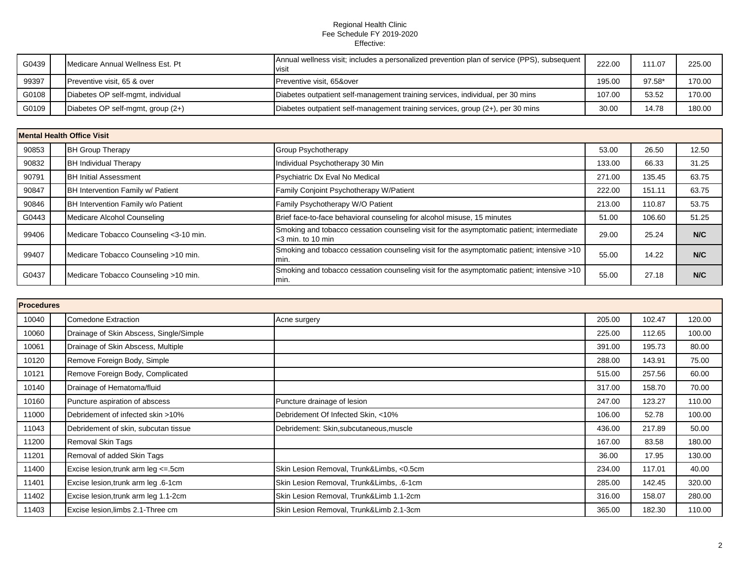Regional Health Clinic
Fee Schedule FY 2019-2020
Effective:

| | | | | | | |
|---|---|---|---|---|---|---|
| G0439 | | Medicare Annual Wellness Est. Pt | Annual wellness visit; includes a personalized prevention plan of service (PPS), subsequent visit | 222.00 | 111.07 | 225.00 |
| 99397 | | Preventive visit, 65 & over | Preventive visit, 65&over | 195.00 | 97.58* | 170.00 |
| G0108 | | Diabetes OP self-mgmt, individual | Diabetes outpatient self-management training services, individual, per 30 mins | 107.00 | 53.52 | 170.00 |
| G0109 | | Diabetes OP self-mgmt, group (2+) | Diabetes outpatient self-management training services, group (2+), per 30 mins | 30.00 | 14.78 | 180.00 |

| **Mental Health Office Visit** | | | | | | |
|---|---|---|---|---|---|---|
| 90853 | | BH Group Therapy | Group Psychotherapy | 53.00 | 26.50 | 12.50 |
| 90832 | | BH Individual Therapy | Individual Psychotherapy 30 Min | 133.00 | 66.33 | 31.25 |
| 90791 | | BH Initial Assessment | Psychiatric Dx Eval No Medical | 271.00 | 135.45 | 63.75 |
| 90847 | | BH Intervention Family w/ Patient | Family Conjoint Psychotherapy W/Patient | 222.00 | 151.11 | 63.75 |
| 90846 | | BH Intervention Family w/o Patient | Family Psychotherapy W/O Patient | 213.00 | 110.87 | 53.75 |
| G0443 | | Medicare Alcohol Counseling | Brief face-to-face behavioral counseling for alcohol misuse, 15 minutes | 51.00 | 106.60 | 51.25 |
| 99406 | | Medicare Tobacco Counseling <3-10 min. | Smoking and tobacco cessation counseling visit for the asymptomatic patient; intermediate <3 min. to 10 min | 29.00 | 25.24 | **N/C** |
| 99407 | | Medicare Tobacco Counseling >10 min. | Smoking and tobacco cessation counseling visit for the asymptomatic patient; intensive >10 min. | 55.00 | 14.22 | **N/C** |
| G0437 | | Medicare Tobacco Counseling >10 min. | Smoking and tobacco cessation counseling visit for the asymptomatic patient; intensive >10 min. | 55.00 | 27.18 | **N/C** |

| **Procedures** | | | | | | |
|---|---|---|---|---|---|---|
| 10040 | | Comedone Extraction | Acne surgery | 205.00 | 102.47 | 120.00 |
| 10060 | | Drainage of Skin Abscess, Single/Simple | | 225.00 | 112.65 | 100.00 |
| 10061 | | Drainage of Skin Abscess, Multiple | | 391.00 | 195.73 | 80.00 |
| 10120 | | Remove Foreign Body, Simple | | 288.00 | 143.91 | 75.00 |
| 10121 | | Remove Foreign Body, Complicated | | 515.00 | 257.56 | 60.00 |
| 10140 | | Drainage of Hematoma/fluid | | 317.00 | 158.70 | 70.00 |
| 10160 | | Puncture aspiration of abscess | Puncture drainage of lesion | 247.00 | 123.27 | 110.00 |
| 11000 | | Debridement of infected skin >10% | Debridement Of Infected Skin, <10% | 106.00 | 52.78 | 100.00 |
| 11043 | | Debridement of skin, subcutan tissue | Debridement: Skin,subcutaneous,muscle | 436.00 | 217.89 | 50.00 |
| 11200 | | Removal Skin Tags | | 167.00 | 83.58 | 180.00 |
| 11201 | | Removal of added Skin Tags | | 36.00 | 17.95 | 130.00 |
| 11400 | | Excise lesion,trunk arm leg <=.5cm | Skin Lesion Removal, Trunk&Limbs, <0.5cm | 234.00 | 117.01 | 40.00 |
| 11401 | | Excise lesion,trunk arm leg .6-1cm | Skin Lesion Removal, Trunk&Limbs, .6-1cm | 285.00 | 142.45 | 320.00 |
| 11402 | | Excise lesion,trunk arm leg 1.1-2cm | Skin Lesion Removal, Trunk&Limb 1.1-2cm | 316.00 | 158.07 | 280.00 |
| 11403 | | Excise lesion,limbs 2.1-Three cm | Skin Lesion Removal, Trunk&Limb 2.1-3cm | 365.00 | 182.30 | 110.00 |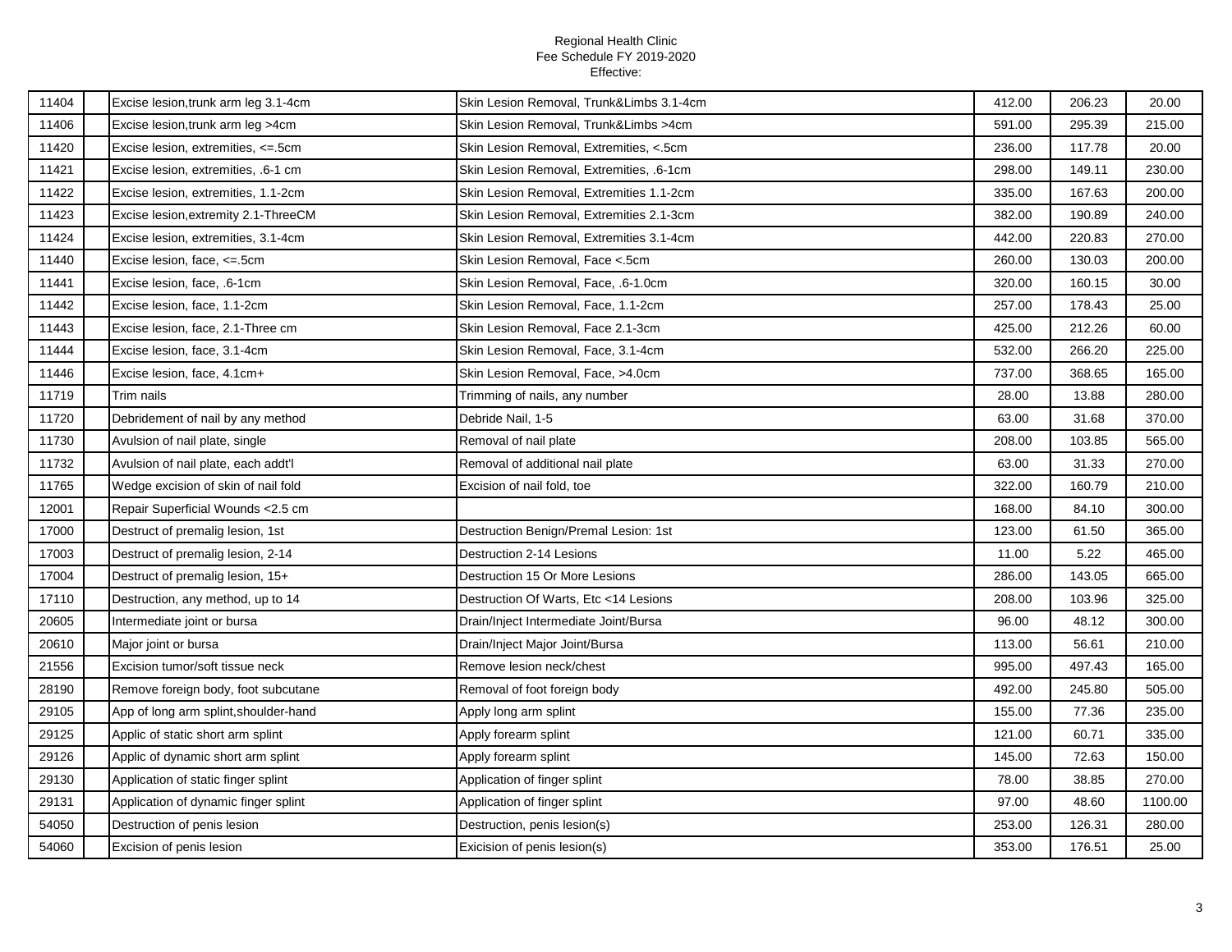Regional Health Clinic
Fee Schedule FY 2019-2020
Effective:

| | | | | | | |
|---|---|---|---|---|---|---|
| 11404 | | Excise lesion,trunk arm leg 3.1-4cm | Skin Lesion Removal, Trunk&Limbs 3.1-4cm | 412.00 | 206.23 | 20.00 |
| 11406 | | Excise lesion,trunk arm leg >4cm | Skin Lesion Removal, Trunk&Limbs >4cm | 591.00 | 295.39 | 215.00 |
| 11420 | | Excise lesion, extremities, <=.5cm | Skin Lesion Removal, Extremities, <.5cm | 236.00 | 117.78 | 20.00 |
| 11421 | | Excise lesion, extremities, .6-1 cm | Skin Lesion Removal, Extremities, .6-1cm | 298.00 | 149.11 | 230.00 |
| 11422 | | Excise lesion, extremities, 1.1-2cm | Skin Lesion Removal, Extremities 1.1-2cm | 335.00 | 167.63 | 200.00 |
| 11423 | | Excise lesion,extremity 2.1-ThreeCM | Skin Lesion Removal, Extremities 2.1-3cm | 382.00 | 190.89 | 240.00 |
| 11424 | | Excise lesion, extremities, 3.1-4cm | Skin Lesion Removal, Extremities 3.1-4cm | 442.00 | 220.83 | 270.00 |
| 11440 | | Excise lesion, face, <=.5cm | Skin Lesion Removal, Face <.5cm | 260.00 | 130.03 | 200.00 |
| 11441 | | Excise lesion, face, .6-1cm | Skin Lesion Removal, Face, .6-1.0cm | 320.00 | 160.15 | 30.00 |
| 11442 | | Excise lesion, face, 1.1-2cm | Skin Lesion Removal, Face, 1.1-2cm | 257.00 | 178.43 | 25.00 |
| 11443 | | Excise lesion, face, 2.1-Three cm | Skin Lesion Removal, Face 2.1-3cm | 425.00 | 212.26 | 60.00 |
| 11444 | | Excise lesion, face, 3.1-4cm | Skin Lesion Removal, Face, 3.1-4cm | 532.00 | 266.20 | 225.00 |
| 11446 | | Excise lesion, face, 4.1cm+ | Skin Lesion Removal, Face, >4.0cm | 737.00 | 368.65 | 165.00 |
| 11719 | | Trim nails | Trimming of nails, any number | 28.00 | 13.88 | 280.00 |
| 11720 | | Debridement of nail by any method | Debride Nail, 1-5 | 63.00 | 31.68 | 370.00 |
| 11730 | | Avulsion of nail plate, single | Removal of nail plate | 208.00 | 103.85 | 565.00 |
| 11732 | | Avulsion of nail plate, each addt'l | Removal of additional nail plate | 63.00 | 31.33 | 270.00 |
| 11765 | | Wedge excision of skin of nail fold | Excision of nail fold, toe | 322.00 | 160.79 | 210.00 |
| 12001 | | Repair Superficial Wounds <2.5 cm | | 168.00 | 84.10 | 300.00 |
| 17000 | | Destruct of premalig lesion, 1st | Destruction Benign/Premal Lesion: 1st | 123.00 | 61.50 | 365.00 |
| 17003 | | Destruct of premalig lesion, 2-14 | Destruction 2-14 Lesions | 11.00 | 5.22 | 465.00 |
| 17004 | | Destruct of premalig lesion, 15+ | Destruction 15 Or More Lesions | 286.00 | 143.05 | 665.00 |
| 17110 | | Destruction, any method, up to 14 | Destruction Of Warts, Etc <14 Lesions | 208.00 | 103.96 | 325.00 |
| 20605 | | Intermediate joint or bursa | Drain/Inject Intermediate Joint/Bursa | 96.00 | 48.12 | 300.00 |
| 20610 | | Major joint or bursa | Drain/Inject Major Joint/Bursa | 113.00 | 56.61 | 210.00 |
| 21556 | | Excision tumor/soft tissue neck | Remove lesion neck/chest | 995.00 | 497.43 | 165.00 |
| 28190 | | Remove foreign body, foot subcutane | Removal of foot foreign body | 492.00 | 245.80 | 505.00 |
| 29105 | | App of long arm splint,shoulder-hand | Apply long arm splint | 155.00 | 77.36 | 235.00 |
| 29125 | | Applic of static short arm splint | Apply forearm splint | 121.00 | 60.71 | 335.00 |
| 29126 | | Applic of dynamic short arm splint | Apply forearm splint | 145.00 | 72.63 | 150.00 |
| 29130 | | Application of static finger splint | Application of finger splint | 78.00 | 38.85 | 270.00 |
| 29131 | | Application of dynamic finger splint | Application of finger splint | 97.00 | 48.60 | 1100.00 |
| 54050 | | Destruction of penis lesion | Destruction, penis lesion(s) | 253.00 | 126.31 | 280.00 |
| 54060 | | Excision of penis lesion | Exicision of penis lesion(s) | 353.00 | 176.51 | 25.00 |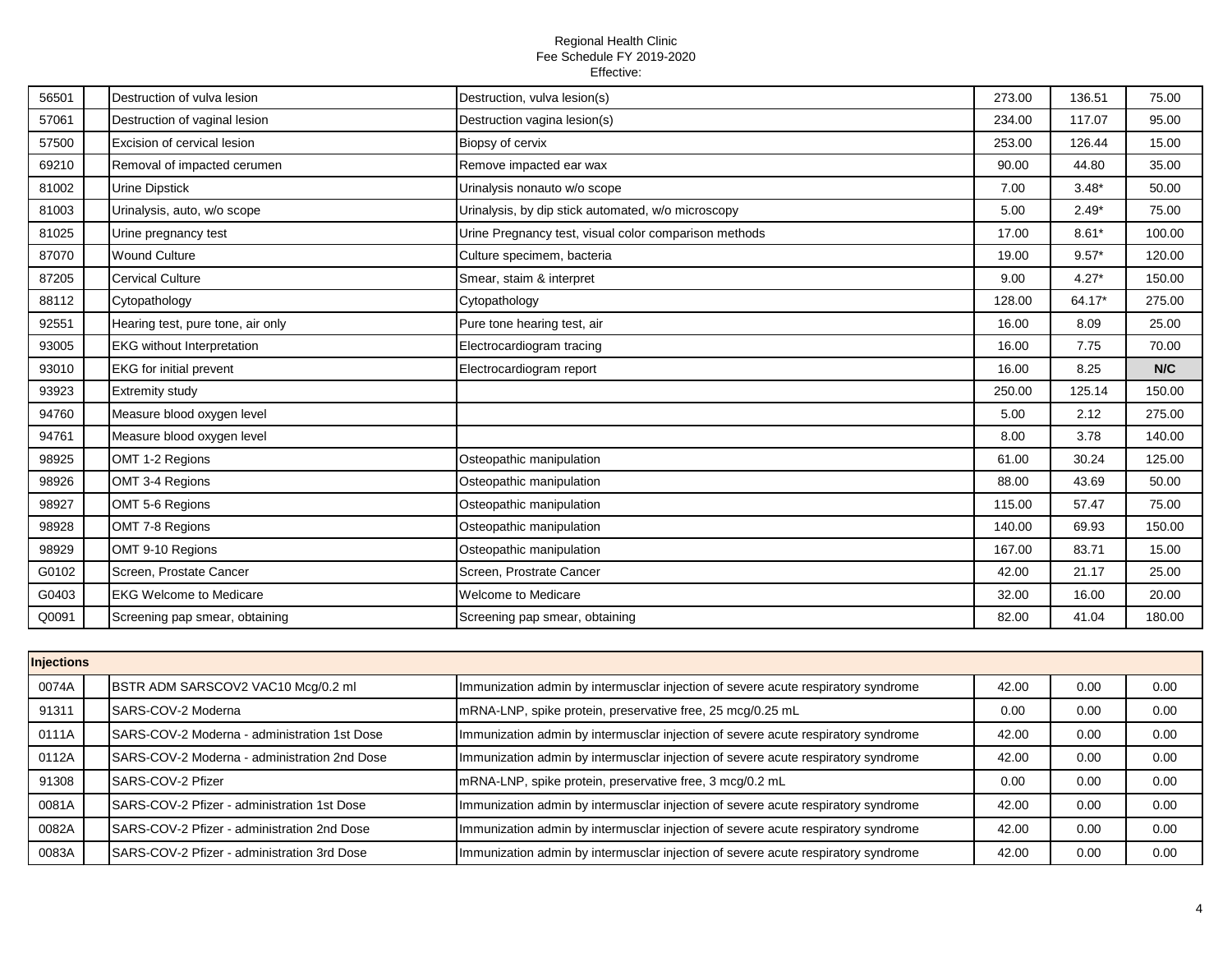Regional Health Clinic
Fee Schedule FY 2019-2020
Effective:

| | | | | | | |
|---|---|---|---|---|---|---|
| 56501 | | Destruction of vulva lesion | Destruction, vulva lesion(s) | 273.00 | 136.51 | 75.00 |
| 57061 | | Destruction of vaginal lesion | Destruction vagina lesion(s) | 234.00 | 117.07 | 95.00 |
| 57500 | | Excision of cervical lesion | Biopsy of cervix | 253.00 | 126.44 | 15.00 |
| 69210 | | Removal of impacted cerumen | Remove impacted ear wax | 90.00 | 44.80 | 35.00 |
| 81002 | | Urine Dipstick | Urinalysis nonauto w/o scope | 7.00 | 3.48* | 50.00 |
| 81003 | | Urinalysis, auto, w/o scope | Urinalysis, by dip stick automated, w/o microscopy | 5.00 | 2.49* | 75.00 |
| 81025 | | Urine pregnancy test | Urine Pregnancy test, visual color comparison methods | 17.00 | 8.61* | 100.00 |
| 87070 | | Wound Culture | Culture specimem, bacteria | 19.00 | 9.57* | 120.00 |
| 87205 | | Cervical Culture | Smear, staim & interpret | 9.00 | 4.27* | 150.00 |
| 88112 | | Cytopathology | Cytopathology | 128.00 | 64.17* | 275.00 |
| 92551 | | Hearing test, pure tone, air only | Pure tone hearing test, air | 16.00 | 8.09 | 25.00 |
| 93005 | | EKG without Interpretation | Electrocardiogram tracing | 16.00 | 7.75 | 70.00 |
| 93010 | | EKG for initial prevent | Electrocardiogram report | 16.00 | 8.25 | **N/C** |
| 93923 | | Extremity study | | 250.00 | 125.14 | 150.00 |
| 94760 | | Measure blood oxygen level | | 5.00 | 2.12 | 275.00 |
| 94761 | | Measure blood oxygen level | | 8.00 | 3.78 | 140.00 |
| 98925 | | OMT 1-2 Regions | Osteopathic manipulation | 61.00 | 30.24 | 125.00 |
| 98926 | | OMT 3-4 Regions | Osteopathic manipulation | 88.00 | 43.69 | 50.00 |
| 98927 | | OMT 5-6 Regions | Osteopathic manipulation | 115.00 | 57.47 | 75.00 |
| 98928 | | OMT 7-8 Regions | Osteopathic manipulation | 140.00 | 69.93 | 150.00 |
| 98929 | | OMT 9-10 Regions | Osteopathic manipulation | 167.00 | 83.71 | 15.00 |
| G0102 | | Screen, Prostate Cancer | Screen, Prostate Cancer | 42.00 | 21.17 | 25.00 |
| G0403 | | EKG Welcome to Medicare | Welcome to Medicare | 32.00 | 16.00 | 20.00 |
| Q0091 | | Screening pap smear, obtaining | Screening pap smear, obtaining | 82.00 | 41.04 | 180.00 |

| **Injections** | | | | | | |
|---|---|---|---|---|---|---|
| 0074A | | BSTR ADM SARSCOV2 VAC10 Mcg/0.2 ml | Immunization admin by intermusclar injection of severe acute respiratory syndrome | 42.00 | 0.00 | 0.00 |
| 91311 | | SARS-COV-2 Moderna | mRNA-LNP, spike protein, preservative free, 25 mcg/0.25 mL | 0.00 | 0.00 | 0.00 |
| 0111A | | SARS-COV-2 Moderna - administration 1st Dose | Immunization admin by intermusclar injection of severe acute respiratory syndrome | 42.00 | 0.00 | 0.00 |
| 0112A | | SARS-COV-2 Moderna - administration 2nd Dose | Immunization admin by intermusclar injection of severe acute respiratory syndrome | 42.00 | 0.00 | 0.00 |
| 91308 | | SARS-COV-2 Pfizer | mRNA-LNP, spike protein, preservative free, 3 mcg/0.2 mL | 0.00 | 0.00 | 0.00 |
| 0081A | | SARS-COV-2 Pfizer - administration 1st Dose | Immunization admin by intermusclar injection of severe acute respiratory syndrome | 42.00 | 0.00 | 0.00 |
| 0082A | | SARS-COV-2 Pfizer - administration 2nd Dose | Immunization admin by intermusclar injection of severe acute respiratory syndrome | 42.00 | 0.00 | 0.00 |
| 0083A | | SARS-COV-2 Pfizer - administration 3rd Dose | Immunization admin by intermusclar injection of severe acute respiratory syndrome | 42.00 | 0.00 | 0.00 |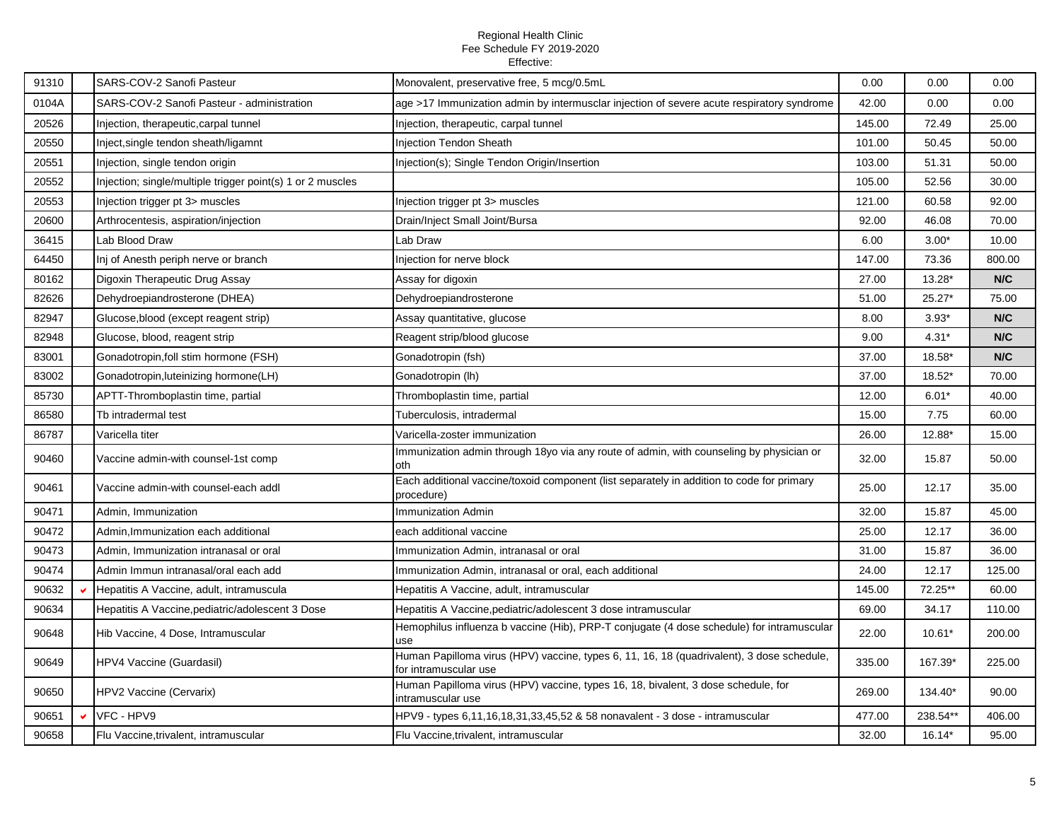Regional Health Clinic
Fee Schedule FY 2019-2020
Effective:

| | | | | | | |
|---|---|---|---|---|---|---|
| 91310 | | SARS-COV-2 Sanofi Pasteur | Monovalent, preservative free, 5 mcg/0.5mL | 0.00 | 0.00 | 0.00 |
| 0104A | | SARS-COV-2 Sanofi Pasteur - administration | age >17 Immunization admin by intermusclar injection of severe acute respiratory syndrome | 42.00 | 0.00 | 0.00 |
| 20526 | | Injection, therapeutic,carpal tunnel | Injection, therapeutic, carpal tunnel | 145.00 | 72.49 | 25.00 |
| 20550 | | Inject,single tendon sheath/ligamnt | Injection Tendon Sheath | 101.00 | 50.45 | 50.00 |
| 20551 | | Injection, single tendon origin | Injection(s); Single Tendon Origin/Insertion | 103.00 | 51.31 | 50.00 |
| 20552 | | Injection; single/multiple trigger point(s) 1 or 2 muscles | | 105.00 | 52.56 | 30.00 |
| 20553 | | Injection trigger pt 3> muscles | Injection trigger pt 3> muscles | 121.00 | 60.58 | 92.00 |
| 20600 | | Arthrocentesis, aspiration/injection | Drain/Inject Small Joint/Bursa | 92.00 | 46.08 | 70.00 |
| 36415 | | Lab Blood Draw | Lab Draw | 6.00 | 3.00* | 10.00 |
| 64450 | | Inj of Anesth periph nerve or branch | Injection for nerve block | 147.00 | 73.36 | 800.00 |
| 80162 | | Digoxin Therapeutic Drug Assay | Assay for digoxin | 27.00 | 13.28* | **N/C** |
| 82626 | | Dehydroepiandrosterone (DHEA) | Dehydroepiandrosterone | 51.00 | 25.27* | 75.00 |
| 82947 | | Glucose,blood (except reagent strip) | Assay quantitative, glucose | 8.00 | 3.93* | **N/C** |
| 82948 | | Glucose, blood, reagent strip | Reagent strip/blood glucose | 9.00 | 4.31* | **N/C** |
| 83001 | | Gonadotropin,foll stim hormone (FSH) | Gonadotropin (fsh) | 37.00 | 18.58* | **N/C** |
| 83002 | | Gonadotropin,luteinizing hormone(LH) | Gonadotropin (lh) | 37.00 | 18.52* | 70.00 |
| 85730 | | APTT-Thromboplastin time, partial | Thromboplastin time, partial | 12.00 | 6.01* | 40.00 |
| 86580 | | Tb intradermal test | Tuberculosis, intradermal | 15.00 | 7.75 | 60.00 |
| 86787 | | Varicella titer | Varicella-zoster immunization | 26.00 | 12.88* | 15.00 |
| 90460 | | Vaccine admin-with counsel-1st comp | Immunization admin through 18yo via any route of admin, with counseling by physician or oth | 32.00 | 15.87 | 50.00 |
| 90461 | | Vaccine admin-with counsel-each addl | Each additional vaccine/toxoid component (list separately in addition to code for primary procedure) | 25.00 | 12.17 | 35.00 |
| 90471 | | Admin, Immunization | Immunization Admin | 32.00 | 15.87 | 45.00 |
| 90472 | | Admin,Immunization each additional | each additional vaccine | 25.00 | 12.17 | 36.00 |
| 90473 | | Admin, Immunization intranasal or oral | Immunization Admin, intranasal or oral | 31.00 | 15.87 | 36.00 |
| 90474 | | Admin Immun intranasal/oral each add | Immunization Admin, intranasal or oral, each additional | 24.00 | 12.17 | 125.00 |
| 90632 | ✔ | Hepatitis A Vaccine, adult, intramuscula | Hepatitis A Vaccine, adult, intramuscular | 145.00 | 72.25** | 60.00 |
| 90634 | | Hepatitis A Vaccine,pediatric/adolescent 3 Dose | Hepatitis A Vaccine,pediatric/adolescent 3 dose intramuscular | 69.00 | 34.17 | 110.00 |
| 90648 | | Hib Vaccine, 4 Dose, Intramuscular | Hemophilus influenza b vaccine (Hib), PRP-T conjugate (4 dose schedule) for intramuscular use | 22.00 | 10.61* | 200.00 |
| 90649 | | HPV4 Vaccine (Guardasil) | Human Papilloma virus (HPV) vaccine, types 6, 11, 16, 18 (quadrivalent), 3 dose schedule, for intramuscular use | 335.00 | 167.39* | 225.00 |
| 90650 | | HPV2 Vaccine (Cervarix) | Human Papilloma virus (HPV) vaccine, types 16, 18, bivalent, 3 dose schedule, for intramuscular use | 269.00 | 134.40* | 90.00 |
| 90651 | ✔ | VFC - HPV9 | HPV9 - types 6,11,16,18,31,33,45,52 & 58 nonavalent - 3 dose - intramuscular | 477.00 | 238.54** | 406.00 |
| 90658 | | Flu Vaccine,trivalent, intramuscular | Flu Vaccine,trivalent, intramuscular | 32.00 | 16.14* | 95.00 |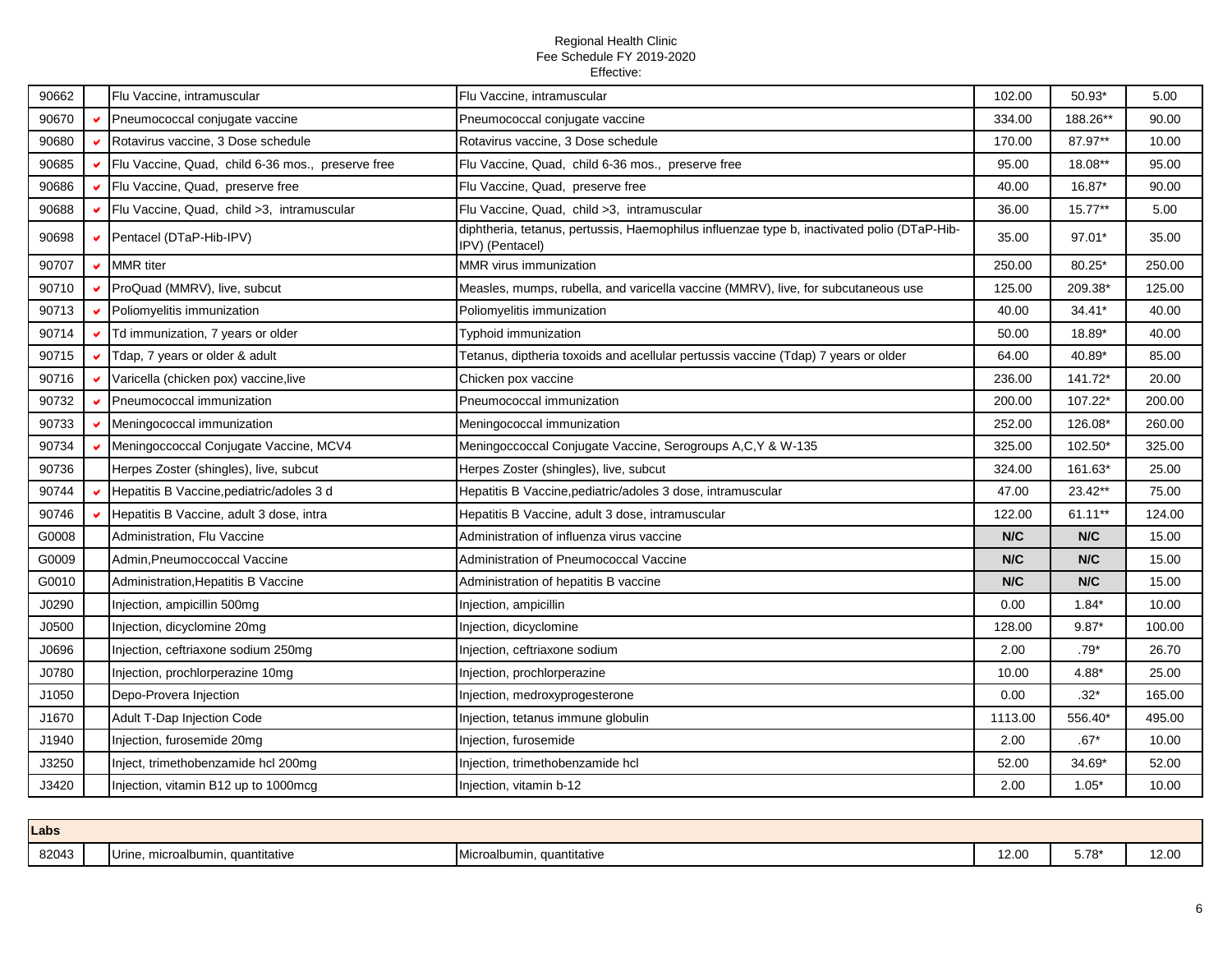Regional Health Clinic
Fee Schedule FY 2019-2020
Effective:

| | | | | | | |
|---|---|---|---|---|---|---|
| 90662 | | Flu Vaccine, intramuscular | Flu Vaccine, intramuscular | 102.00 | 50.93* | 5.00 |
| 90670 | ✔ | Pneumococcal conjugate vaccine | Pneumococcal conjugate vaccine | 334.00 | 188.26** | 90.00 |
| 90680 | ✔ | Rotavirus vaccine, 3 Dose schedule | Rotavirus vaccine, 3 Dose schedule | 170.00 | 87.97** | 10.00 |
| 90685 | ✔ | Flu Vaccine, Quad, child 6-36 mos., preserve free | Flu Vaccine, Quad, child 6-36 mos., preserve free | 95.00 | 18.08** | 95.00 |
| 90686 | ✔ | Flu Vaccine, Quad, preserve free | Flu Vaccine, Quad, preserve free | 40.00 | 16.87* | 90.00 |
| 90688 | ✔ | Flu Vaccine, Quad, child >3, intramuscular | Flu Vaccine, Quad, child >3, intramuscular | 36.00 | 15.77** | 5.00 |
| 90698 | ✔ | Pentacel (DTaP-Hib-IPV) | diphtheria, tetanus, pertussis, Haemophilus influenzae type b, inactivated polio (DTaP-Hib-IPV) (Pentacel) | 35.00 | 97.01* | 35.00 |
| 90707 | ✔ | MMR titer | MMR virus immunization | 250.00 | 80.25* | 250.00 |
| 90710 | ✔ | ProQuad (MMRV), live, subcut | Measles, mumps, rubella, and varicella vaccine (MMRV), live, for subcutaneous use | 125.00 | 209.38* | 125.00 |
| 90713 | ✔ | Poliomyelitis immunization | Poliomyelitis immunization | 40.00 | 34.41* | 40.00 |
| 90714 | ✔ | Td immunization, 7 years or older | Typhoid immunization | 50.00 | 18.89* | 40.00 |
| 90715 | ✔ | Tdap, 7 years or older & adult | Tetanus, diptheria toxoids and acellular pertussis vaccine (Tdap) 7 years or older | 64.00 | 40.89* | 85.00 |
| 90716 | ✔ | Varicella (chicken pox) vaccine,live | Chicken pox vaccine | 236.00 | 141.72* | 20.00 |
| 90732 | ✔ | Pneumococcal immunization | Pneumococcal immunization | 200.00 | 107.22* | 200.00 |
| 90733 | ✔ | Meningococcal immunization | Meningococcal immunization | 252.00 | 126.08* | 260.00 |
| 90734 | ✔ | Meningoccocal Conjugate Vaccine, MCV4 | Meningoccocal Conjugate Vaccine, Serogroups A,C,Y & W-135 | 325.00 | 102.50* | 325.00 |
| 90736 | | Herpes Zoster (shingles), live, subcut | Herpes Zoster (shingles), live, subcut | 324.00 | 161.63* | 25.00 |
| 90744 | ✔ | Hepatitis B Vaccine,pediatric/adoles 3 d | Hepatitis B Vaccine,pediatric/adoles 3 dose, intramuscular | 47.00 | 23.42** | 75.00 |
| 90746 | ✔ | Hepatitis B Vaccine, adult 3 dose, intra | Hepatitis B Vaccine, adult 3 dose, intramuscular | 122.00 | 61.11** | 124.00 |
| G0008 | | Administration, Flu Vaccine | Administration of influenza virus vaccine | **N/C** | **N/C** | 15.00 |
| G0009 | | Admin,Pneumoccocal Vaccine | Administration of Pneumococcal Vaccine | **N/C** | **N/C** | 15.00 |
| G0010 | | Administration,Hepatitis B Vaccine | Administration of hepatitis B vaccine | **N/C** | **N/C** | 15.00 |
| J0290 | | Injection, ampicillin 500mg | Injection, ampicillin | 0.00 | 1.84* | 10.00 |
| J0500 | | Injection, dicyclomine 20mg | Injection, dicyclomine | 128.00 | 9.87* | 100.00 |
| J0696 | | Injection, ceftriaxone sodium 250mg | Injection, ceftriaxone sodium | 2.00 | .79* | 26.70 |
| J0780 | | Injection, prochlorperazine 10mg | Injection, prochlorperazine | 10.00 | 4.88* | 25.00 |
| J1050 | | Depo-Provera Injection | Injection, medroxyprogesterone | 0.00 | .32* | 165.00 |
| J1670 | | Adult T-Dap Injection Code | Injection, tetanus immune globulin | 1113.00 | 556.40* | 495.00 |
| J1940 | | Injection, furosemide 20mg | Injection, furosemide | 2.00 | .67* | 10.00 |
| J3250 | | Inject, trimethobenzamide hcl 200mg | Injection, trimethobenzamide hcl | 52.00 | 34.69* | 52.00 |
| J3420 | | Injection, vitamin B12 up to 1000mcg | Injection, vitamin b-12 | 2.00 | 1.05* | 10.00 |

| **Labs** | | | | | | |
|---|---|---|---|---|---|---|
| 82043 | | Urine, microalbumin, quantitative | Microalbumin, quantitative | 12.00 | 5.78* | 12.00 |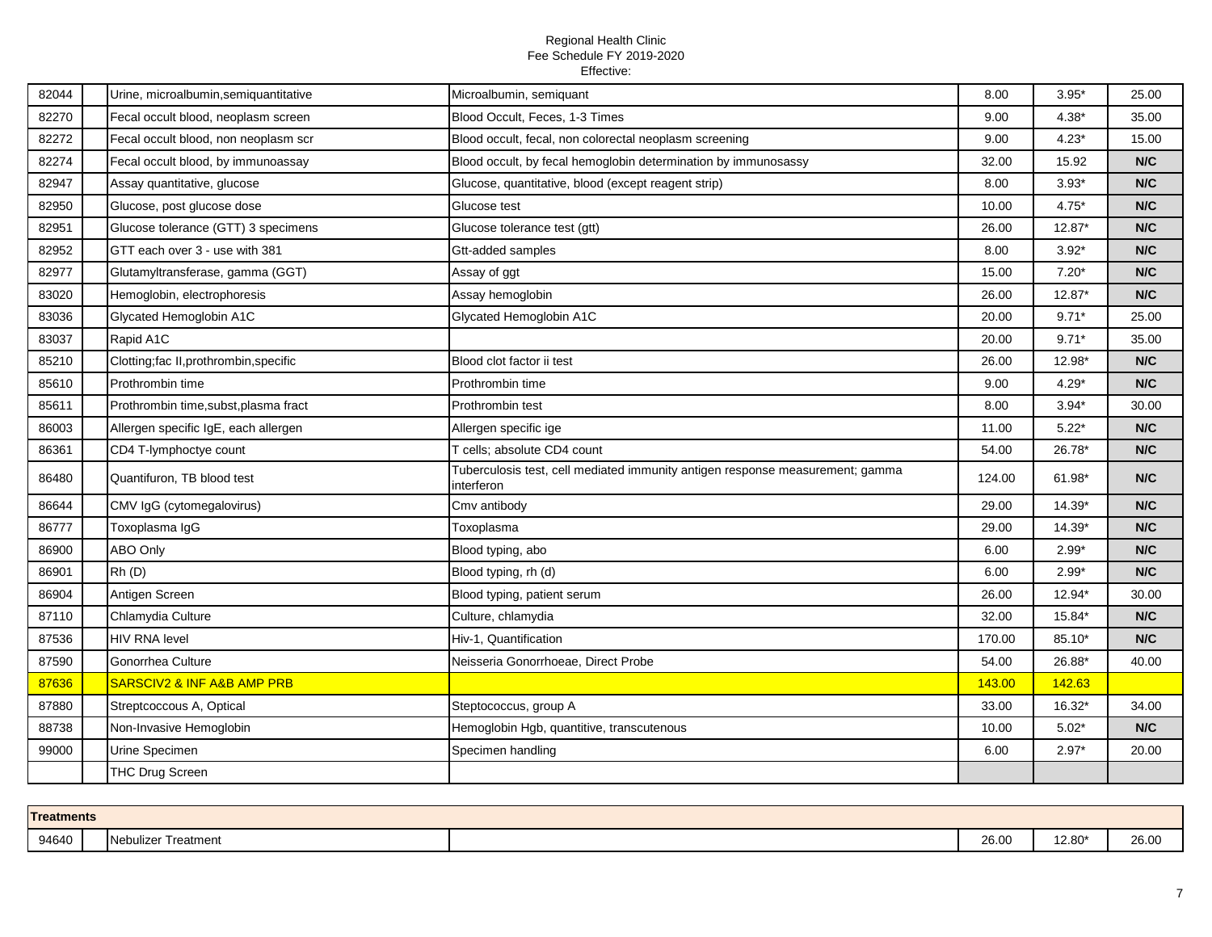Regional Health Clinic
Fee Schedule FY 2019-2020
Effective:

| | | | | | | |
|---|---|---|---|---|---|---|
| 82044 | | Urine, microalbumin,semiquantitative | Microalbumin, semiquant | 8.00 | 3.95* | 25.00 |
| 82270 | | Fecal occult blood, neoplasm screen | Blood Occult, Feces, 1-3 Times | 9.00 | 4.38* | 35.00 |
| 82272 | | Fecal occult blood, non neoplasm scr | Blood occult, fecal, non colorectal neoplasm screening | 9.00 | 4.23* | 15.00 |
| 82274 | | Fecal occult blood, by immunoassay | Blood occult, by fecal hemoglobin determination by immunosassy | 32.00 | 15.92 | N/C |
| 82947 | | Assay quantitative, glucose | Glucose, quantitative, blood (except reagent strip) | 8.00 | 3.93* | N/C |
| 82950 | | Glucose, post glucose dose | Glucose test | 10.00 | 4.75* | N/C |
| 82951 | | Glucose tolerance (GTT) 3 specimens | Glucose tolerance test (gtt) | 26.00 | 12.87* | N/C |
| 82952 | | GTT each over 3 - use with 381 | Gtt-added samples | 8.00 | 3.92* | N/C |
| 82977 | | Glutamyltransferase, gamma (GGT) | Assay of ggt | 15.00 | 7.20* | N/C |
| 83020 | | Hemoglobin, electrophoresis | Assay hemoglobin | 26.00 | 12.87* | N/C |
| 83036 | | Glycated Hemoglobin A1C | Glycated Hemoglobin A1C | 20.00 | 9.71* | 25.00 |
| 83037 | | Rapid A1C | | 20.00 | 9.71* | 35.00 |
| 85210 | | Clotting;fac II,prothrombin,specific | Blood clot factor ii test | 26.00 | 12.98* | N/C |
| 85610 | | Prothrombin time | Prothrombin time | 9.00 | 4.29* | N/C |
| 85611 | | Prothrombin time,subst,plasma fract | Prothrombin test | 8.00 | 3.94* | 30.00 |
| 86003 | | Allergen specific IgE, each allergen | Allergen specific ige | 11.00 | 5.22* | N/C |
| 86361 | | CD4 T-lymphoctye count | T cells; absolute CD4 count | 54.00 | 26.78* | N/C |
| 86480 | | Quantifuron, TB blood test | Tuberculosis test, cell mediated immunity antigen response measurement; gamma interferon | 124.00 | 61.98* | N/C |
| 86644 | | CMV IgG (cytomegalovirus) | Cmv antibody | 29.00 | 14.39* | N/C |
| 86777 | | Toxoplasma IgG | Toxoplasma | 29.00 | 14.39* | N/C |
| 86900 | | ABO Only | Blood typing, abo | 6.00 | 2.99* | N/C |
| 86901 | | Rh (D) | Blood typing, rh (d) | 6.00 | 2.99* | N/C |
| 86904 | | Antigen Screen | Blood typing, patient serum | 26.00 | 12.94* | 30.00 |
| 87110 | | Chlamydia Culture | Culture, chlamydia | 32.00 | 15.84* | N/C |
| 87536 | | HIV RNA level | Hiv-1, Quantification | 170.00 | 85.10* | N/C |
| 87590 | | Gonorrhea Culture | Neisseria Gonorrhoeae, Direct Probe | 54.00 | 26.88* | 40.00 |
| 87636 | | SARSCIV2 & INF A&B AMP PRB | | 143.00 | 142.63 | |
| 87880 | | Streptcoccus A, Optical | Steptococcus, group A | 33.00 | 16.32* | 34.00 |
| 88738 | | Non-Invasive Hemoglobin | Hemoglobin Hgb, quantitive, transcutenous | 10.00 | 5.02* | N/C |
| 99000 | | Urine Specimen | Specimen handling | 6.00 | 2.97* | 20.00 |
| | | THC Drug Screen | | | | |

| **Treatments** | | | | | | |
|---|---|---|---|---|---|---|
| 94640 | | Nebulizer Treatment | | 26.00 | 12.80* | 26.00 |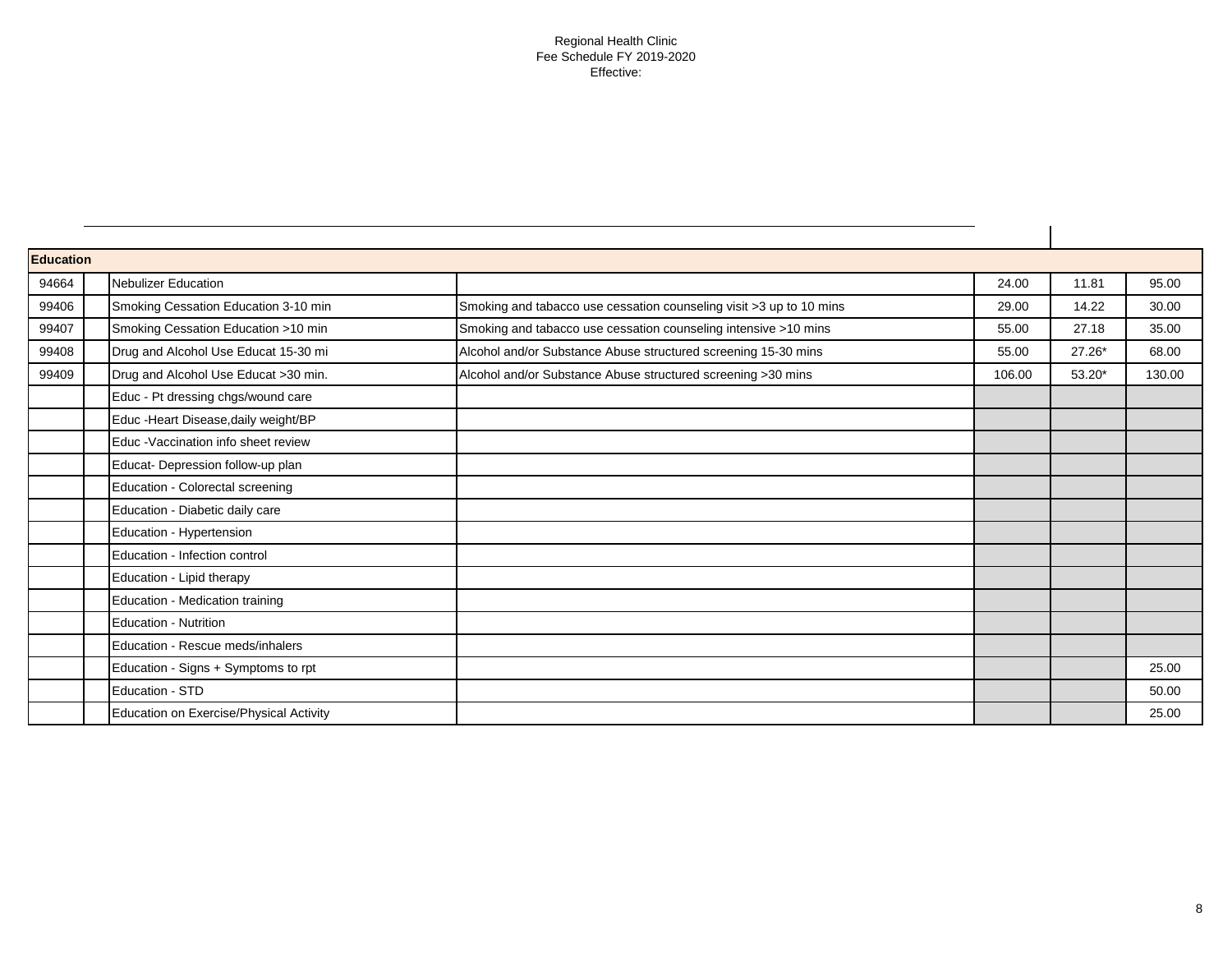Regional Health Clinic
Fee Schedule FY 2019-2020
Effective:

| | | | | | | |
|---|---|---|---|---|---|---|
| **Education** | | | | | | |
| 94664 | | Nebulizer Education | | 24.00 | 11.81 | 95.00 |
| 99406 | | Smoking Cessation Education 3-10 min | Smoking and tabacco use cessation counseling visit >3 up to 10 mins | 29.00 | 14.22 | 30.00 |
| 99407 | | Smoking Cessation Education >10 min | Smoking and tabacco use cessation counseling intensive >10 mins | 55.00 | 27.18 | 35.00 |
| 99408 | | Drug and Alcohol Use Educat 15-30 mi | Alcohol and/or Substance Abuse structured screening 15-30 mins | 55.00 | 27.26* | 68.00 |
| 99409 | | Drug and Alcohol Use Educat >30 min. | Alcohol and/or Substance Abuse structured screening >30 mins | 106.00 | 53.20* | 130.00 |
| | | Educ - Pt dressing chgs/wound care | | | | |
| | | Educ -Heart Disease,daily weight/BP | | | | |
| | | Educ -Vaccination info sheet review | | | | |
| | | Educat- Depression follow-up plan | | | | |
| | | Education - Colorectal screening | | | | |
| | | Education - Diabetic daily care | | | | |
| | | Education - Hypertension | | | | |
| | | Education - Infection control | | | | |
| | | Education - Lipid therapy | | | | |
| | | Education - Medication training | | | | |
| | | Education - Nutrition | | | | |
| | | Education - Rescue meds/inhalers | | | | |
| | | Education - Signs + Symptoms to rpt | | | | 25.00 |
| | | Education - STD | | | | 50.00 |
| | | Education on Exercise/Physical Activity | | | | 25.00 |